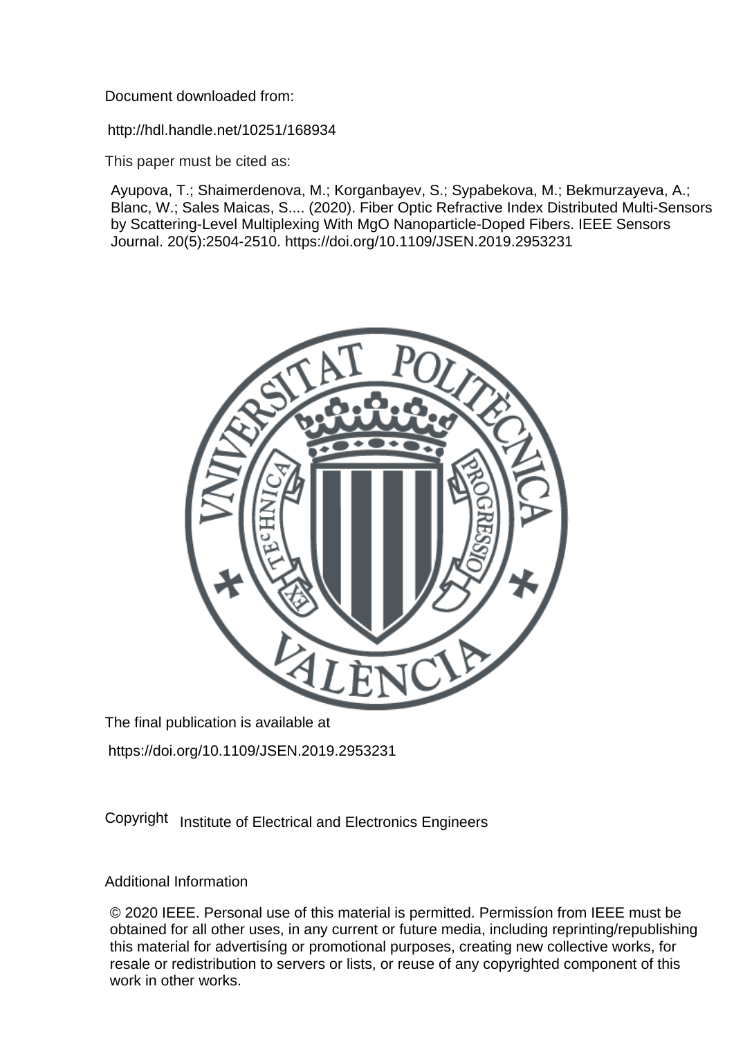Document downloaded from:

http://hdl.handle.net/10251/168934

This paper must be cited as:

Ayupova, T.; Shaimerdenova, M.; Korganbayev, S.; Sypabekova, M.; Bekmurzayeva, A.; Blanc, W.; Sales Maicas, S.... (2020). Fiber Optic Refractive Index Distributed Multi-Sensors by Scattering-Level Multiplexing With MgO Nanoparticle-Doped Fibers. IEEE Sensors Journal. 20(5):2504-2510. https://doi.org/10.1109/JSEN.2019.2953231

The final publication is available at

https://doi.org/10.1109/JSEN.2019.2953231

Copyright Institute of Electrical and Electronics Engineers

Additional Information

© 2020 IEEE. Personal use of this material is permitted. Permissíon from IEEE must be obtained for all other uses, in any current or future media, including reprinting/republishing this material for advertisíng or promotional purposes, creating new collective works, for resale or redistribution to servers or lists, or reuse of any copyrighted component of this work in other works.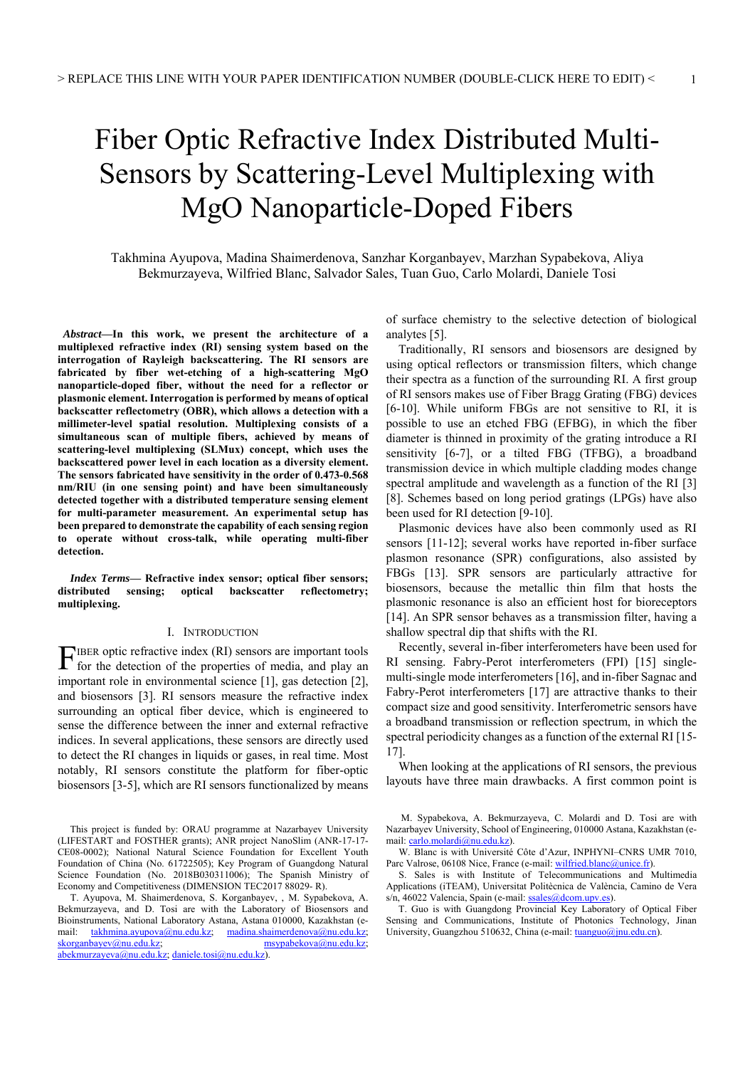# Fiber Optic Refractive Index Distributed Multi-Sensors by Scattering-Level Multiplexing with MgO Nanoparticle-Doped Fibers

Takhmina Ayupova, Madina Shaimerdenova, Sanzhar Korganbayev, Marzhan Sypabekova, Aliya Bekmurzayeva, Wilfried Blanc, Salvador Sales, Tuan Guo, Carlo Molardi, Daniele Tosi

***Abstract*—In this work, we present the architecture of a multiplexed refractive index (RI) sensing system based on the interrogation of Rayleigh backscattering. The RI sensors are fabricated by fiber wet-etching of a high-scattering MgO nanoparticle-doped fiber, without the need for a reflector or plasmonic element. Interrogation is performed by means of optical backscatter reflectometry (OBR), which allows a detection with a millimeter-level spatial resolution. Multiplexing consists of a simultaneous scan of multiple fibers, achieved by means of scattering-level multiplexing (SLMux) concept, which uses the backscattered power level in each location as a diversity element. The sensors fabricated have sensitivity in the order of 0.473-0.568 nm/RIU (in one sensing point) and have been simultaneously detected together with a distributed temperature sensing element for multi-parameter measurement. An experimental setup has been prepared to demonstrate the capability of each sensing region to operate without cross-talk, while operating multi-fiber detection.**

***Index Terms*— Refractive index sensor; optical fiber sensors; distributed sensing; optical backscatter reflectometry; multiplexing.**

## I. Introduction

Fiber optic refractive index (RI) sensors are important tools for the detection of the properties of media, and play an important role in environmental science [1], gas detection [2], and biosensors [3]. RI sensors measure the refractive index surrounding an optical fiber device, which is engineered to sense the difference between the inner and external refractive indices. In several applications, these sensors are directly used to detect the RI changes in liquids or gases, in real time. Most notably, RI sensors constitute the platform for fiber-optic biosensors [3-5], which are RI sensors functionalized by means of surface chemistry to the selective detection of biological analytes [5].

Traditionally, RI sensors and biosensors are designed by using optical reflectors or transmission filters, which change their spectra as a function of the surrounding RI. A first group of RI sensors makes use of Fiber Bragg Grating (FBG) devices [6-10]. While uniform FBGs are not sensitive to RI, it is possible to use an etched FBG (EFBG), in which the fiber diameter is thinned in proximity of the grating introduce a RI sensitivity [6-7], or a tilted FBG (TFBG), a broadband transmission device in which multiple cladding modes change spectral amplitude and wavelength as a function of the RI [3] [8]. Schemes based on long period gratings (LPGs) have also been used for RI detection [9-10].

Plasmonic devices have also been commonly used as RI sensors [11-12]; several works have reported in-fiber surface plasmon resonance (SPR) configurations, also assisted by FBGs [13]. SPR sensors are particularly attractive for biosensors, because the metallic thin film that hosts the plasmonic resonance is also an efficient host for bioreceptors [14]. An SPR sensor behaves as a transmission filter, having a shallow spectral dip that shifts with the RI.

Recently, several in-fiber interferometers have been used for RI sensing. Fabry-Perot interferometers (FPI) [15] single-multi-single mode interferometers [16], and in-fiber Sagnac and Fabry-Perot interferometers [17] are attractive thanks to their compact size and good sensitivity. Interferometric sensors have a broadband transmission or reflection spectrum, in which the spectral periodicity changes as a function of the external RI [15-17].

When looking at the applications of RI sensors, the previous layouts have three main drawbacks. A first common point is

This project is funded by: ORAU programme at Nazarbayev University (LIFESTART and FOSTHER grants); ANR project NanoSlim (ANR-17-17-CE08-0002); National Natural Science Foundation for Excellent Youth Foundation of China (No. 61722505); Key Program of Guangdong Natural Science Foundation (No. 2018B030311006); The Spanish Ministry of Economy and Competitiveness (DIMENSION TEC2017 88029- R).

T. Ayupova, M. Shaimerdenova, S. Korganbayev, , M. Sypabekova, A. Bekmurzayeva, and D. Tosi are with the Laboratory of Biosensors and Bioinstruments, National Laboratory Astana, Astana 010000, Kazakhstan (e-mail: takhmina.ayupova@nu.edu.kz; madina.shaimerdenova@nu.edu.kz; skorganbayev@nu.edu.kz; msypabekova@nu.edu.kz; abekmurzayeva@nu.edu.kz; daniele.tosi@nu.edu.kz).

M. Sypabekova, A. Bekmurzayeva, C. Molardi and D. Tosi are with Nazarbayev University, School of Engineering, 010000 Astana, Kazakhstan (e-mail: carlo.molardi@nu.edu.kz).

W. Blanc is with Université Côte d'Azur, INPHYNI–CNRS UMR 7010, Parc Valrose, 06108 Nice, France (e-mail: wilfried.blanc@unice.fr).

S. Sales is with Institute of Telecommunications and Multimedia Applications (iTEAM), Universitat Politècnica de València, Camino de Vera s/n, 46022 Valencia, Spain (e-mail: ssales@dcom.upv.es).

T. Guo is with Guangdong Provincial Key Laboratory of Optical Fiber Sensing and Communications, Institute of Photonics Technology, Jinan University, Guangzhou 510632, China (e-mail: tuanguo@jnu.edu.cn).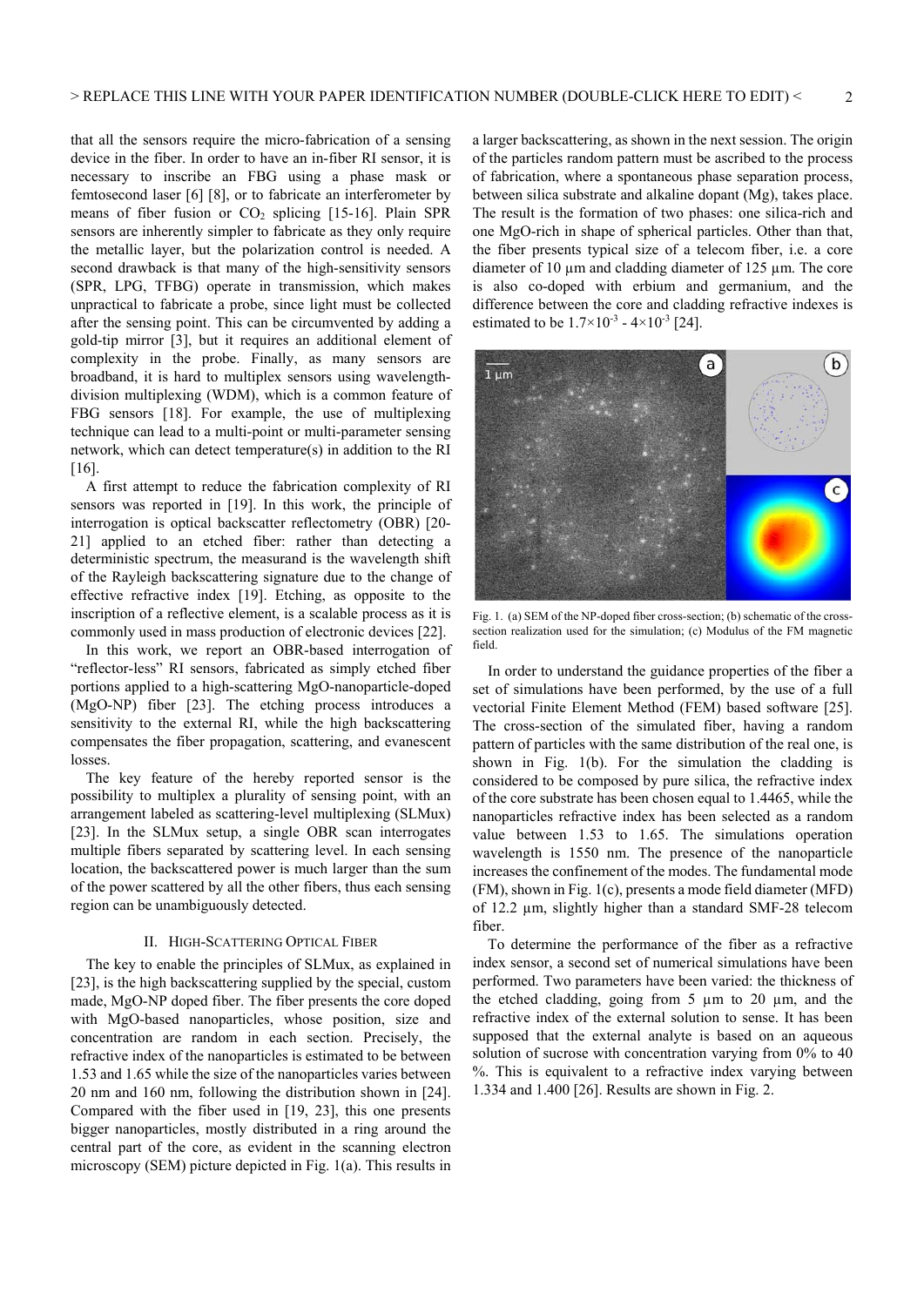that all the sensors require the micro-fabrication of a sensing device in the fiber. In order to have an in-fiber RI sensor, it is necessary to inscribe an FBG using a phase mask or femtosecond laser [6] [8], or to fabricate an interferometer by means of fiber fusion or $CO_2$ splicing [15-16]. Plain SPR sensors are inherently simpler to fabricate as they only require the metallic layer, but the polarization control is needed. A second drawback is that many of the high-sensitivity sensors (SPR, LPG, TFBG) operate in transmission, which makes unpractical to fabricate a probe, since light must be collected after the sensing point. This can be circumvented by adding a gold-tip mirror [3], but it requires an additional element of complexity in the probe. Finally, as many sensors are broadband, it is hard to multiplex sensors using wavelength-division multiplexing (WDM), which is a common feature of FBG sensors [18]. For example, the use of multiplexing technique can lead to a multi-point or multi-parameter sensing network, which can detect temperature(s) in addition to the RI [16].

A first attempt to reduce the fabrication complexity of RI sensors was reported in [19]. In this work, the principle of interrogation is optical backscatter reflectometry (OBR) [20-21] applied to an etched fiber: rather than detecting a deterministic spectrum, the measurand is the wavelength shift of the Rayleigh backscattering signature due to the change of effective refractive index [19]. Etching, as opposite to the inscription of a reflective element, is a scalable process as it is commonly used in mass production of electronic devices [22].

In this work, we report an OBR-based interrogation of "reflector-less" RI sensors, fabricated as simply etched fiber portions applied to a high-scattering MgO-nanoparticle-doped (MgO-NP) fiber [23]. The etching process introduces a sensitivity to the external RI, while the high backscattering compensates the fiber propagation, scattering, and evanescent losses.

The key feature of the hereby reported sensor is the possibility to multiplex a plurality of sensing point, with an arrangement labeled as scattering-level multiplexing (SLMux) [23]. In the SLMux setup, a single OBR scan interrogates multiple fibers separated by scattering level. In each sensing location, the backscattered power is much larger than the sum of the power scattered by all the other fibers, thus each sensing region can be unambiguously detected.

## II. High-Scattering Optical Fiber

The key to enable the principles of SLMux, as explained in [23], is the high backscattering supplied by the special, custom made, MgO-NP doped fiber. The fiber presents the core doped with MgO-based nanoparticles, whose position, size and concentration are random in each section. Precisely, the refractive index of the nanoparticles is estimated to be between 1.53 and 1.65 while the size of the nanoparticles varies between 20 nm and 160 nm, following the distribution shown in [24]. Compared with the fiber used in [19, 23], this one presents bigger nanoparticles, mostly distributed in a ring around the central part of the core, as evident in the scanning electron microscopy (SEM) picture depicted in Fig. 1(a). This results in a larger backscattering, as shown in the next session. The origin of the particles random pattern must be ascribed to the process of fabrication, where a spontaneous phase separation process, between silica substrate and alkaline dopant (Mg), takes place. The result is the formation of two phases: one silica-rich and one MgO-rich in shape of spherical particles. Other than that, the fiber presents typical size of a telecom fiber, i.e. a core diameter of 10 µm and cladding diameter of 125 µm. The core is also co-doped with erbium and germanium, and the difference between the core and cladding refractive indexes is estimated to be $1.7\times10^{-3}$ - $4\times10^{-3}$ [24].

Fig. 1. (a) SEM of the NP-doped fiber cross-section; (b) schematic of the cross-section realization used for the simulation; (c) Modulus of the FM magnetic field.

In order to understand the guidance properties of the fiber a set of simulations have been performed, by the use of a full vectorial Finite Element Method (FEM) based software [25]. The cross-section of the simulated fiber, having a random pattern of particles with the same distribution of the real one, is shown in Fig. 1(b). For the simulation the cladding is considered to be composed by pure silica, the refractive index of the core substrate has been chosen equal to 1.4465, while the nanoparticles refractive index has been selected as a random value between 1.53 to 1.65. The simulations operation wavelength is 1550 nm. The presence of the nanoparticle increases the confinement of the modes. The fundamental mode (FM), shown in Fig. 1(c), presents a mode field diameter (MFD) of 12.2 µm, slightly higher than a standard SMF-28 telecom fiber.

To determine the performance of the fiber as a refractive index sensor, a second set of numerical simulations have been performed. Two parameters have been varied: the thickness of the etched cladding, going from 5 µm to 20 µm, and the refractive index of the external solution to sense. It has been supposed that the external analyte is based on an aqueous solution of sucrose with concentration varying from 0% to 40 %. This is equivalent to a refractive index varying between 1.334 and 1.400 [26]. Results are shown in Fig. 2.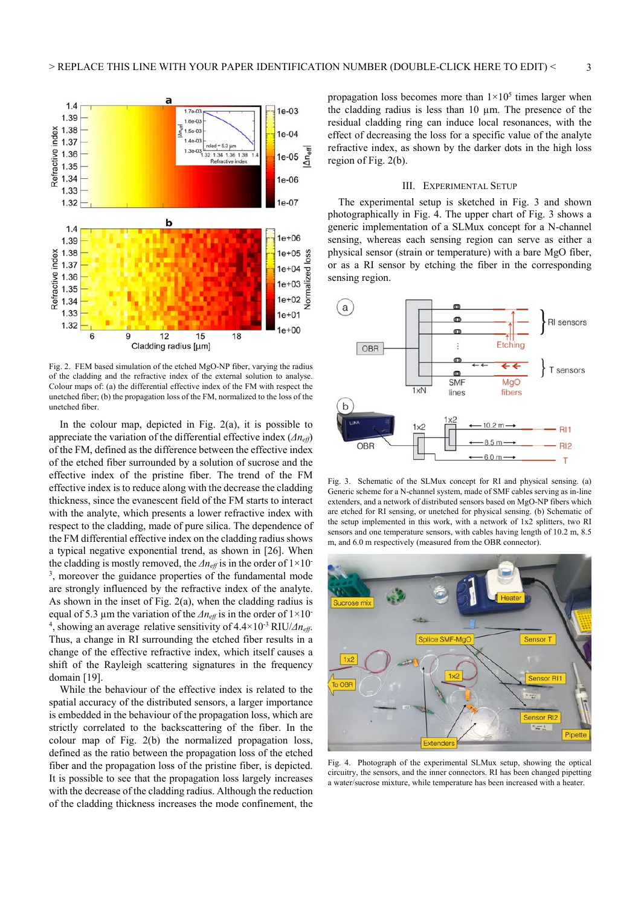Fig. 2. FEM based simulation of the etched MgO-NP fiber, varying the radius of the cladding and the refractive index of the external solution to analyse. Colour maps of: (a) the differential effective index of the FM with respect the unetched fiber; (b) the propagation loss of the FM, normalized to the loss of the unetched fiber.

In the colour map, depicted in Fig. 2(a), it is possible to appreciate the variation of the differential effective index ($\Delta n_{eff}$) of the FM, defined as the difference between the effective index of the etched fiber surrounded by a solution of sucrose and the effective index of the pristine fiber. The trend of the FM effective index is to reduce along with the decrease the cladding thickness, since the evanescent field of the FM starts to interact with the analyte, which presents a lower refractive index with respect to the cladding, made of pure silica. The dependence of the FM differential effective index on the cladding radius shows a typical negative exponential trend, as shown in [26]. When the cladding is mostly removed, the $\Delta n_{eff}$ is in the order of $1\times10^{-3}$, moreover the guidance properties of the fundamental mode are strongly influenced by the refractive index of the analyte. As shown in the inset of Fig. 2(a), when the cladding radius is equal of 5.3 µm the variation of the $\Delta n_{eff}$ is in the order of $1\times10^{-4}$, showing an average relative sensitivity of $4.4\times10^{-3}$ RIU/$\Delta n_{eff}$. Thus, a change in RI surrounding the etched fiber results in a change of the effective refractive index, which itself causes a shift of the Rayleigh scattering signatures in the frequency domain [19].

While the behaviour of the effective index is related to the spatial accuracy of the distributed sensors, a larger importance is embedded in the behaviour of the propagation loss, which are strictly correlated to the backscattering of the fiber. In the colour map of Fig. 2(b) the normalized propagation loss, defined as the ratio between the propagation loss of the etched fiber and the propagation loss of the pristine fiber, is depicted. It is possible to see that the propagation loss largely increases with the decrease of the cladding radius. Although the reduction of the cladding thickness increases the mode confinement, the propagation loss becomes more than $1\times10^{5}$ times larger when the cladding radius is less than 10 µm. The presence of the residual cladding ring can induce local resonances, with the effect of decreasing the loss for a specific value of the analyte refractive index, as shown by the darker dots in the high loss region of Fig. 2(b).

## III. Experimental Setup

The experimental setup is sketched in Fig. 3 and shown photographically in Fig. 4. The upper chart of Fig. 3 shows a generic implementation of a SLMux concept for a N-channel sensing, whereas each sensing region can serve as either a physical sensor (strain or temperature) with a bare MgO fiber, or as a RI sensor by etching the fiber in the corresponding sensing region.

Fig. 3. Schematic of the SLMux concept for RI and physical sensing. (a) Generic scheme for a N-channel system, made of SMF cables serving as in-line extenders, and a network of distributed sensors based on MgO-NP fibers which are etched for RI sensing, or unetched for physical sensing. (b) Schematic of the setup implemented in this work, with a network of 1x2 splitters, two RI sensors and one temperature sensors, with cables having length of 10.2 m, 8.5 m, and 6.0 m respectively (measured from the OBR connector).

Fig. 4. Photograph of the experimental SLMux setup, showing the optical circuitry, the sensors, and the inner connectors. RI has been changed pipetting a water/sucrose mixture, while temperature has been increased with a heater.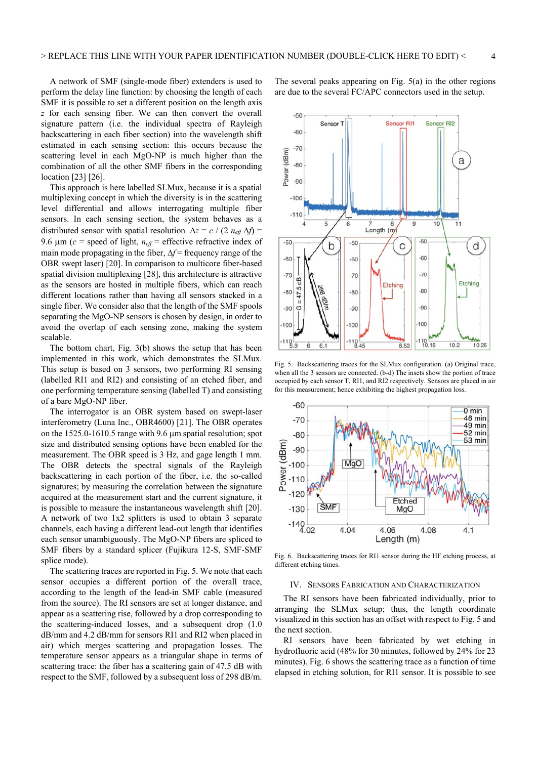A network of SMF (single-mode fiber) extenders is used to perform the delay line function: by choosing the length of each SMF it is possible to set a different position on the length axis $z$ for each sensing fiber. We can then convert the overall signature pattern (i.e. the individual spectra of Rayleigh backscattering in each fiber section) into the wavelength shift estimated in each sensing section: this occurs because the scattering level in each MgO-NP is much higher than the combination of all the other SMF fibers in the corresponding location [23] [26].

This approach is here labelled SLMux, because it is a spatial multiplexing concept in which the diversity is in the scattering level differential and allows interrogating multiple fiber sensors. In each sensing section, the system behaves as a distributed sensor with spatial resolution $\Delta z = c / (2\, n_{eff}\, \Delta f) = 9.6\ \mu m$ ($c$ = speed of light, $n_{eff}$ = effective refractive index of main mode propagating in the fiber, $\Delta f$ = frequency range of the OBR swept laser) [20]. In comparison to multicore fiber-based spatial division multiplexing [28], this architecture is attractive as the sensors are hosted in multiple fibers, which can reach different locations rather than having all sensors stacked in a single fiber. We consider also that the length of the SMF spools separating the MgO-NP sensors is chosen by design, in order to avoid the overlap of each sensing zone, making the system scalable.

The bottom chart, Fig. 3(b) shows the setup that has been implemented in this work, which demonstrates the SLMux. This setup is based on 3 sensors, two performing RI sensing (labelled RI1 and RI2) and consisting of an etched fiber, and one performing temperature sensing (labelled T) and consisting of a bare MgO-NP fiber.

The interrogator is an OBR system based on swept-laser interferometry (Luna Inc., OBR4600) [21]. The OBR operates on the 1525.0-1610.5 range with 9.6 μm spatial resolution; spot size and distributed sensing options have been enabled for the measurement. The OBR speed is 3 Hz, and gage length 1 mm. The OBR detects the spectral signals of the Rayleigh backscattering in each portion of the fiber, i.e. the so-called signatures; by measuring the correlation between the signature acquired at the measurement start and the current signature, it is possible to measure the instantaneous wavelength shift [20]. A network of two 1x2 splitters is used to obtain 3 separate channels, each having a different lead-out length that identifies each sensor unambiguously. The MgO-NP fibers are spliced to SMF fibers by a standard splicer (Fujikura 12-S, SMF-SMF splice mode).

The scattering traces are reported in Fig. 5. We note that each sensor occupies a different portion of the overall trace, according to the length of the lead-in SMF cable (measured from the source). The RI sensors are set at longer distance, and appear as a scattering rise, followed by a drop corresponding to the scattering-induced losses, and a subsequent drop (1.0 dB/mm and 4.2 dB/mm for sensors RI1 and RI2 when placed in air) which merges scattering and propagation losses. The temperature sensor appears as a triangular shape in terms of scattering trace: the fiber has a scattering gain of 47.5 dB with respect to the SMF, followed by a subsequent loss of 298 dB/m. The several peaks appearing on Fig. 5(a) in the other regions are due to the several FC/APC connectors used in the setup.

Fig. 5. Backscattering traces for the SLMux configuration. (a) Original trace, when all the 3 sensors are connected. (b-d) The insets show the portion of trace occupied by each sensor T, RI1, and RI2 respectively. Sensors are placed in air for this measurement; hence exhibiting the highest propagation loss.

Fig. 6. Backscattering traces for RI1 sensor during the HF etching process, at different etching times.

## IV. Sensors Fabrication and Characterization

The RI sensors have been fabricated individually, prior to arranging the SLMux setup; thus, the length coordinate visualized in this section has an offset with respect to Fig. 5 and the next section.

RI sensors have been fabricated by wet etching in hydrofluoric acid (48% for 30 minutes, followed by 24% for 23 minutes). Fig. 6 shows the scattering trace as a function of time elapsed in etching solution, for RI1 sensor. It is possible to see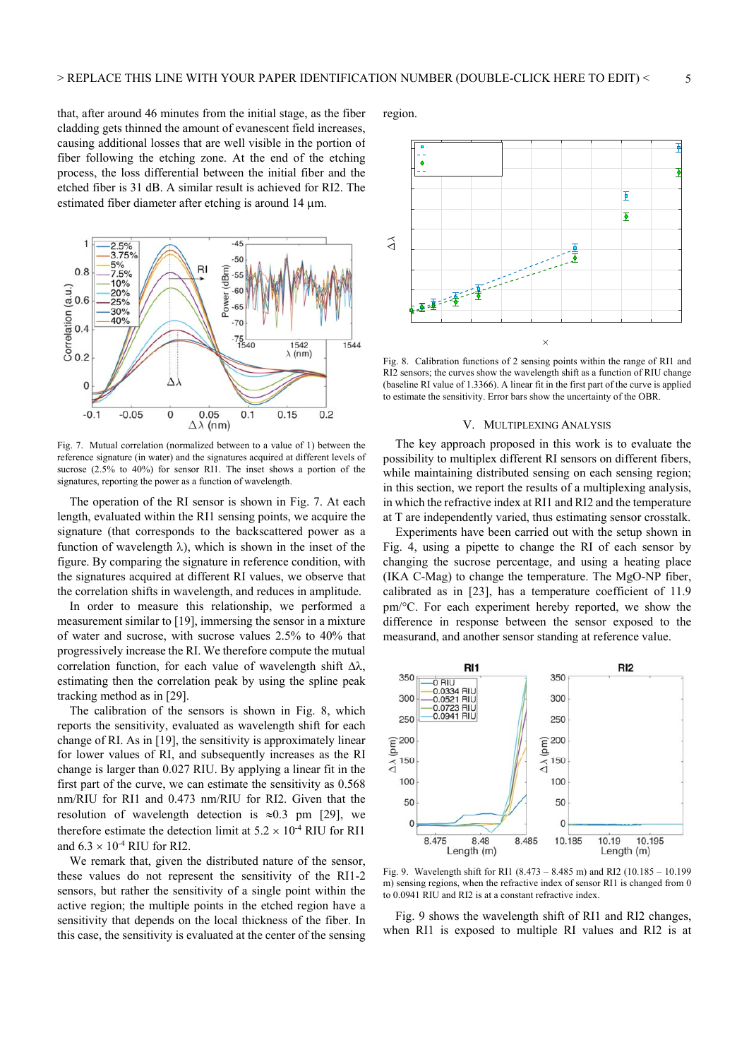that, after around 46 minutes from the initial stage, as the fiber cladding gets thinned the amount of evanescent field increases, causing additional losses that are well visible in the portion of fiber following the etching zone. At the end of the etching process, the loss differential between the initial fiber and the etched fiber is 31 dB. A similar result is achieved for RI2. The estimated fiber diameter after etching is around 14 μm.

Fig. 7. Mutual correlation (normalized between to a value of 1) between the reference signature (in water) and the signatures acquired at different levels of sucrose (2.5% to 40%) for sensor RI1. The inset shows a portion of the signatures, reporting the power as a function of wavelength.

The operation of the RI sensor is shown in Fig. 7. At each length, evaluated within the RI1 sensing points, we acquire the signature (that corresponds to the backscattered power as a function of wavelength λ), which is shown in the inset of the figure. By comparing the signature in reference condition, with the signatures acquired at different RI values, we observe that the correlation shifts in wavelength, and reduces in amplitude.

In order to measure this relationship, we performed a measurement similar to [19], immersing the sensor in a mixture of water and sucrose, with sucrose values 2.5% to 40% that progressively increase the RI. We therefore compute the mutual correlation function, for each value of wavelength shift Δλ, estimating then the correlation peak by using the spline peak tracking method as in [29].

The calibration of the sensors is shown in Fig. 8, which reports the sensitivity, evaluated as wavelength shift for each change of RI. As in [19], the sensitivity is approximately linear for lower values of RI, and subsequently increases as the RI change is larger than 0.027 RIU. By applying a linear fit in the first part of the curve, we can estimate the sensitivity as 0.568 nm/RIU for RI1 and 0.473 nm/RIU for RI2. Given that the resolution of wavelength detection is ≈0.3 pm [29], we therefore estimate the detection limit at $5.2 \times 10^{-4}$ RIU for RI1 and $6.3 \times 10^{-4}$ RIU for RI2.

We remark that, given the distributed nature of the sensor, these values do not represent the sensitivity of the RI1-2 sensors, but rather the sensitivity of a single point within the active region; the multiple points in the etched region have a sensitivity that depends on the local thickness of the fiber. In this case, the sensitivity is evaluated at the center of the sensing region.

Fig. 8. Calibration functions of 2 sensing points within the range of RI1 and RI2 sensors; the curves show the wavelength shift as a function of RIU change (baseline RI value of 1.3366). A linear fit in the first part of the curve is applied to estimate the sensitivity. Error bars show the uncertainty of the OBR.

## V. Multiplexing Analysis

The key approach proposed in this work is to evaluate the possibility to multiplex different RI sensors on different fibers, while maintaining distributed sensing on each sensing region; in this section, we report the results of a multiplexing analysis, in which the refractive index at RI1 and RI2 and the temperature at T are independently varied, thus estimating sensor crosstalk.

Experiments have been carried out with the setup shown in Fig. 4, using a pipette to change the RI of each sensor by changing the sucrose percentage, and using a heating place (IKA C-Mag) to change the temperature. The MgO-NP fiber, calibrated as in [23], has a temperature coefficient of 11.9 pm/°C. For each experiment hereby reported, we show the difference in response between the sensor exposed to the measurand, and another sensor standing at reference value.

Fig. 9. Wavelength shift for RI1 (8.473 – 8.485 m) and RI2 (10.185 – 10.199 m) sensing regions, when the refractive index of sensor RI1 is changed from 0 to 0.0941 RIU and RI2 is at a constant refractive index.

Fig. 9 shows the wavelength shift of RI1 and RI2 changes, when RI1 is exposed to multiple RI values and RI2 is at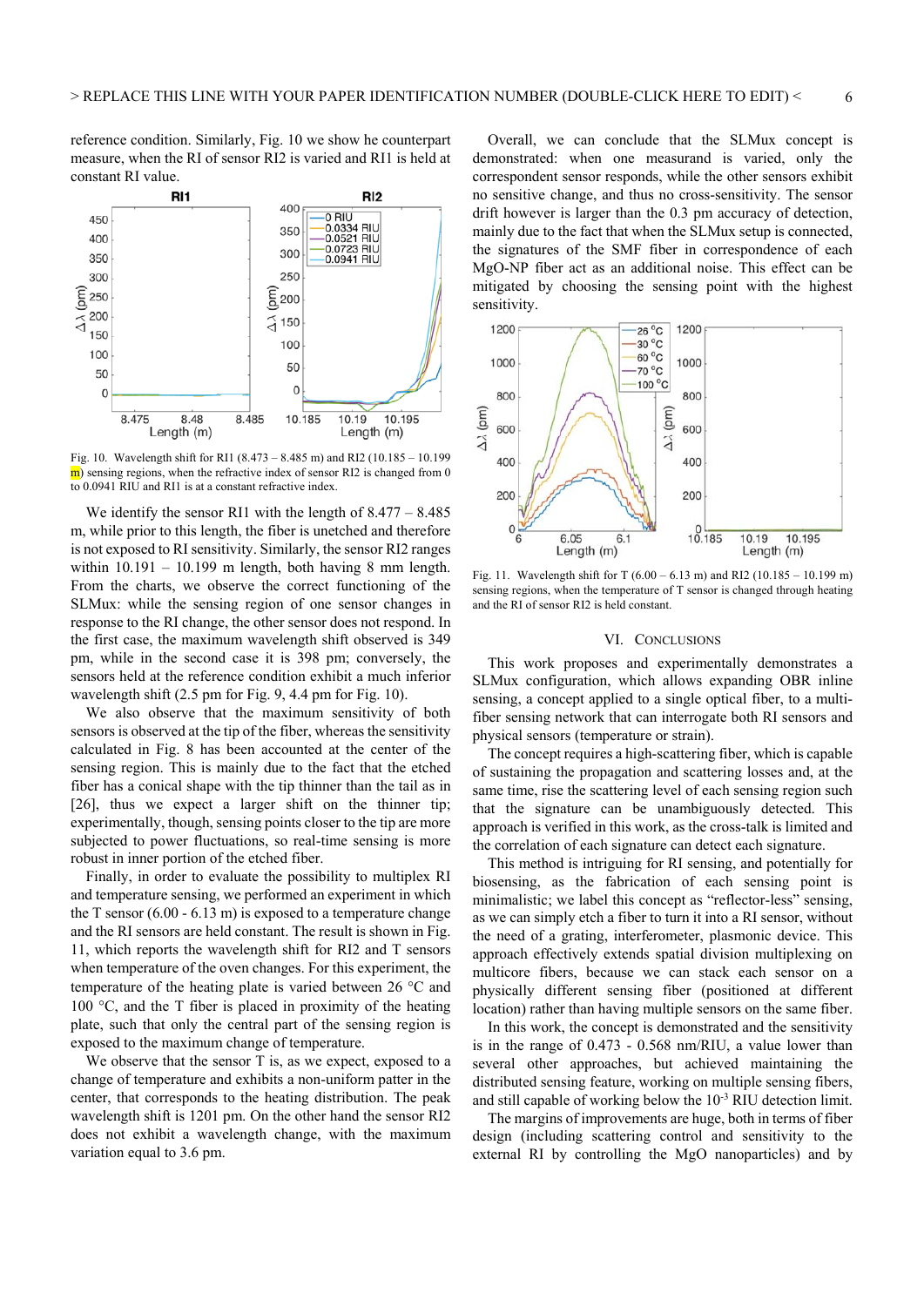reference condition. Similarly, Fig. 10 we show he counterpart measure, when the RI of sensor RI2 is varied and RI1 is held at constant RI value.

Fig. 10. Wavelength shift for RI1 (8.473 – 8.485 m) and RI2 (10.185 – 10.199 m) sensing regions, when the refractive index of sensor RI2 is changed from 0 to 0.0941 RIU and RI1 is at a constant refractive index.

We identify the sensor RI1 with the length of 8.477 – 8.485 m, while prior to this length, the fiber is unetched and therefore is not exposed to RI sensitivity. Similarly, the sensor RI2 ranges within 10.191 – 10.199 m length, both having 8 mm length. From the charts, we observe the correct functioning of the SLMux: while the sensing region of one sensor changes in response to the RI change, the other sensor does not respond. In the first case, the maximum wavelength shift observed is 349 pm, while in the second case it is 398 pm; conversely, the sensors held at the reference condition exhibit a much inferior wavelength shift (2.5 pm for Fig. 9, 4.4 pm for Fig. 10).

We also observe that the maximum sensitivity of both sensors is observed at the tip of the fiber, whereas the sensitivity calculated in Fig. 8 has been accounted at the center of the sensing region. This is mainly due to the fact that the etched fiber has a conical shape with the tip thinner than the tail as in [26], thus we expect a larger shift on the thinner tip; experimentally, though, sensing points closer to the tip are more subjected to power fluctuations, so real-time sensing is more robust in inner portion of the etched fiber.

Finally, in order to evaluate the possibility to multiplex RI and temperature sensing, we performed an experiment in which the T sensor (6.00 - 6.13 m) is exposed to a temperature change and the RI sensors are held constant. The result is shown in Fig. 11, which reports the wavelength shift for RI2 and T sensors when temperature of the oven changes. For this experiment, the temperature of the heating plate is varied between 26 °C and 100 °C, and the T fiber is placed in proximity of the heating plate, such that only the central part of the sensing region is exposed to the maximum change of temperature.

We observe that the sensor T is, as we expect, exposed to a change of temperature and exhibits a non-uniform patter in the center, that corresponds to the heating distribution. The peak wavelength shift is 1201 pm. On the other hand the sensor RI2 does not exhibit a wavelength change, with the maximum variation equal to 3.6 pm.

Overall, we can conclude that the SLMux concept is demonstrated: when one measurand is varied, only the correspondent sensor responds, while the other sensors exhibit no sensitive change, and thus no cross-sensitivity. The sensor drift however is larger than the 0.3 pm accuracy of detection, mainly due to the fact that when the SLMux setup is connected, the signatures of the SMF fiber in correspondence of each MgO-NP fiber act as an additional noise. This effect can be mitigated by choosing the sensing point with the highest sensitivity.

Fig. 11. Wavelength shift for T (6.00 – 6.13 m) and RI2 (10.185 – 10.199 m) sensing regions, when the temperature of T sensor is changed through heating and the RI of sensor RI2 is held constant.

## VI. Conclusions

This work proposes and experimentally demonstrates a SLMux configuration, which allows expanding OBR inline sensing, a concept applied to a single optical fiber, to a multi-fiber sensing network that can interrogate both RI sensors and physical sensors (temperature or strain).

The concept requires a high-scattering fiber, which is capable of sustaining the propagation and scattering losses and, at the same time, rise the scattering level of each sensing region such that the signature can be unambiguously detected. This approach is verified in this work, as the cross-talk is limited and the correlation of each signature can detect each signature.

This method is intriguing for RI sensing, and potentially for biosensing, as the fabrication of each sensing point is minimalistic; we label this concept as "reflector-less" sensing, as we can simply etch a fiber to turn it into a RI sensor, without the need of a grating, interferometer, plasmonic device. This approach effectively extends spatial division multiplexing on multicore fibers, because we can stack each sensor on a physically different sensing fiber (positioned at different location) rather than having multiple sensors on the same fiber.

In this work, the concept is demonstrated and the sensitivity is in the range of 0.473 - 0.568 nm/RIU, a value lower than several other approaches, but achieved maintaining the distributed sensing feature, working on multiple sensing fibers, and still capable of working below the $10^{-3}$ RIU detection limit.

The margins of improvements are huge, both in terms of fiber design (including scattering control and sensitivity to the external RI by controlling the MgO nanoparticles) and by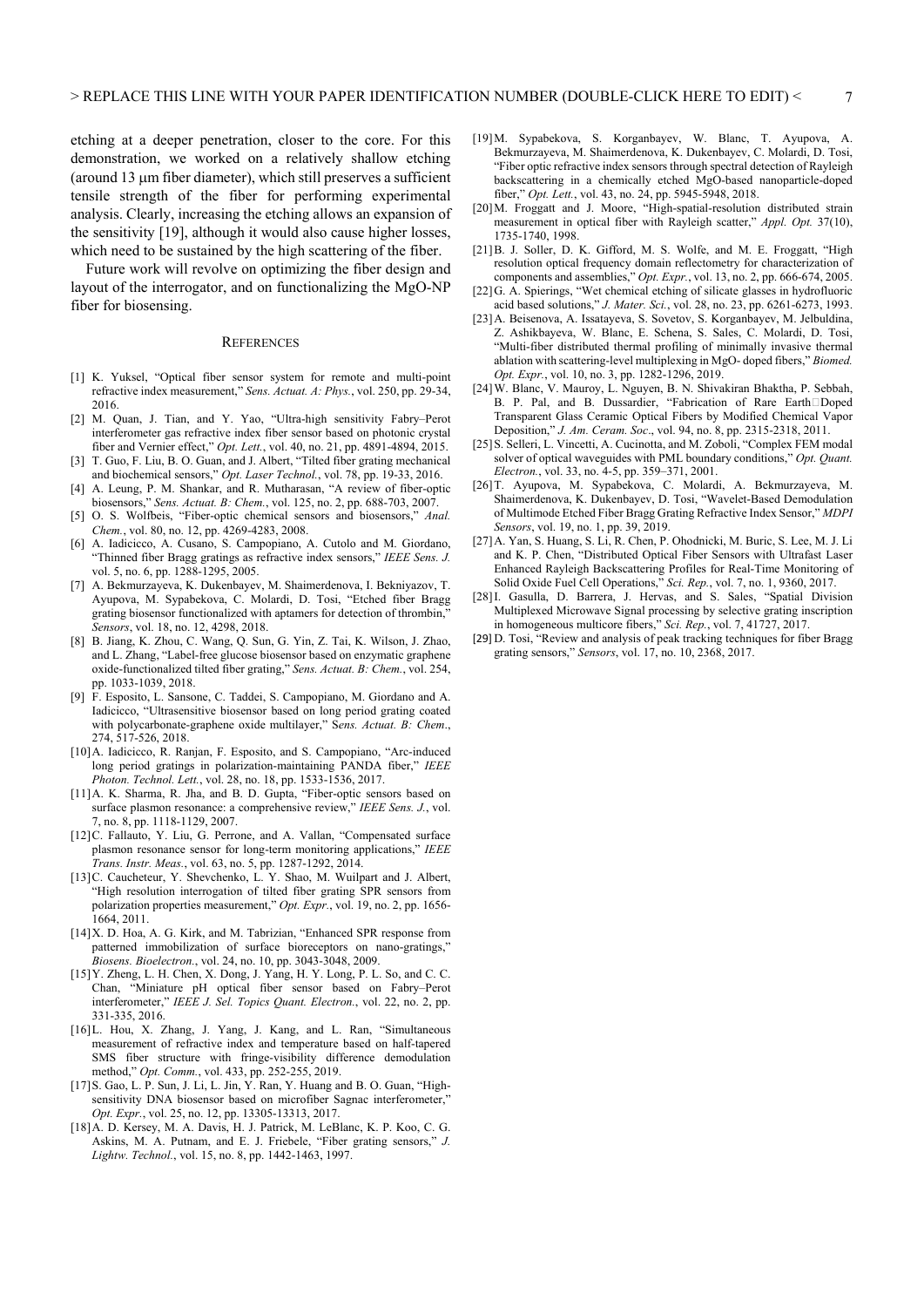etching at a deeper penetration, closer to the core. For this demonstration, we worked on a relatively shallow etching (around 13 μm fiber diameter), which still preserves a sufficient tensile strength of the fiber for performing experimental analysis. Clearly, increasing the etching allows an expansion of the sensitivity [19], although it would also cause higher losses, which need to be sustained by the high scattering of the fiber.

Future work will revolve on optimizing the fiber design and layout of the interrogator, and on functionalizing the MgO-NP fiber for biosensing.

## References

[1] K. Yuksel, "Optical fiber sensor system for remote and multi-point refractive index measurement," *Sens. Actuat. A: Phys.*, vol. 250, pp. 29-34, 2016.

[2] M. Quan, J. Tian, and Y. Yao, "Ultra-high sensitivity Fabry–Perot interferometer gas refractive index fiber sensor based on photonic crystal fiber and Vernier effect," *Opt. Lett.*, vol. 40, no. 21, pp. 4891-4894, 2015.

[3] T. Guo, F. Liu, B. O. Guan, and J. Albert, "Tilted fiber grating mechanical and biochemical sensors," *Opt. Laser Technol.*, vol. 78, pp. 19-33, 2016.

[4] A. Leung, P. M. Shankar, and R. Mutharasan, "A review of fiber-optic biosensors," *Sens. Actuat. B: Chem.*, vol. 125, no. 2, pp. 688-703, 2007.

[5] O. S. Wolfbeis, "Fiber-optic chemical sensors and biosensors," *Anal. Chem.*, vol. 80, no. 12, pp. 4269-4283, 2008.

[6] A. Iadicicco, A. Cusano, S. Campopiano, A. Cutolo and M. Giordano, "Thinned fiber Bragg gratings as refractive index sensors," *IEEE Sens. J.* vol. 5, no. 6, pp. 1288-1295, 2005.

[7] A. Bekmurzayeva, K. Dukenbayev, M. Shaimerdenova, I. Bekniyazov, T. Ayupova, M. Sypabekova, C. Molardi, D. Tosi, "Etched fiber Bragg grating biosensor functionalized with aptamers for detection of thrombin," *Sensors*, vol. 18, no. 12, 4298, 2018.

[8] B. Jiang, K. Zhou, C. Wang, Q. Sun, G. Yin, Z. Tai, K. Wilson, J. Zhao, and L. Zhang, "Label-free glucose biosensor based on enzymatic graphene oxide-functionalized tilted fiber grating," *Sens. Actuat. B: Chem.*, vol. 254, pp. 1033-1039, 2018.

[9] F. Esposito, L. Sansone, C. Taddei, S. Campopiano, M. Giordano and A. Iadicicco, "Ultrasensitive biosensor based on long period grating coated with polycarbonate-graphene oxide multilayer," *Sens. Actuat. B: Chem*., 274, 517-526, 2018.

[10] A. Iadicicco, R. Ranjan, F. Esposito, and S. Campopiano, "Arc-induced long period gratings in polarization-maintaining PANDA fiber," *IEEE Photon. Technol. Lett.*, vol. 28, no. 18, pp. 1533-1536, 2017.

[11] A. K. Sharma, R. Jha, and B. D. Gupta, "Fiber-optic sensors based on surface plasmon resonance: a comprehensive review," *IEEE Sens. J.*, vol. 7, no. 8, pp. 1118-1129, 2007.

[12] C. Fallauto, Y. Liu, G. Perrone, and A. Vallan, "Compensated surface plasmon resonance sensor for long-term monitoring applications," *IEEE Trans. Instr. Meas.*, vol. 63, no. 5, pp. 1287-1292, 2014.

[13] C. Caucheteur, Y. Shevchenko, L. Y. Shao, M. Wuilpart and J. Albert, "High resolution interrogation of tilted fiber grating SPR sensors from polarization properties measurement," *Opt. Expr.*, vol. 19, no. 2, pp. 1656-1664, 2011.

[14] X. D. Hoa, A. G. Kirk, and M. Tabrizian, "Enhanced SPR response from patterned immobilization of surface bioreceptors on nano-gratings," *Biosens. Bioelectron.*, vol. 24, no. 10, pp. 3043-3048, 2009.

[15] Y. Zheng, L. H. Chen, X. Dong, J. Yang, H. Y. Long, P. L. So, and C. C. Chan, "Miniature pH optical fiber sensor based on Fabry–Perot interferometer," *IEEE J. Sel. Topics Quant. Electron.*, vol. 22, no. 2, pp. 331-335, 2016.

[16] L. Hou, X. Zhang, J. Yang, J. Kang, and L. Ran, "Simultaneous measurement of refractive index and temperature based on half-tapered SMS fiber structure with fringe-visibility difference demodulation method," *Opt. Comm.*, vol. 433, pp. 252-255, 2019.

[17] S. Gao, L. P. Sun, J. Li, L. Jin, Y. Ran, Y. Huang and B. O. Guan, "High-sensitivity DNA biosensor based on microfiber Sagnac interferometer," *Opt. Expr.*, vol. 25, no. 12, pp. 13305-13313, 2017.

[18] A. D. Kersey, M. A. Davis, H. J. Patrick, M. LeBlanc, K. P. Koo, C. G. Askins, M. A. Putnam, and E. J. Friebele, "Fiber grating sensors," *J. Lightw. Technol.*, vol. 15, no. 8, pp. 1442-1463, 1997.

[19] M. Sypabekova, S. Korganbayev, W. Blanc, T. Ayupova, A. Bekmurzayeva, M. Shaimerdenova, K. Dukenbayev, C. Molardi, D. Tosi, "Fiber optic refractive index sensors through spectral detection of Rayleigh backscattering in a chemically etched MgO-based nanoparticle-doped fiber," *Opt. Lett.*, vol. 43, no. 24, pp. 5945-5948, 2018.

[20] M. Froggatt and J. Moore, "High-spatial-resolution distributed strain measurement in optical fiber with Rayleigh scatter," *Appl. Opt.* 37(10), 1735-1740, 1998.

[21] B. J. Soller, D. K. Gifford, M. S. Wolfe, and M. E. Froggatt, "High resolution optical frequency domain reflectometry for characterization of components and assemblies," *Opt. Expr.*, vol. 13, no. 2, pp. 666-674, 2005.

[22] G. A. Spierings, "Wet chemical etching of silicate glasses in hydrofluoric acid based solutions," *J. Mater. Sci.*, vol. 28, no. 23, pp. 6261-6273, 1993.

[23] A. Beisenova, A. Issatayeva, S. Sovetov, S. Korganbayev, M. Jelbuldina, Z. Ashikbayeva, W. Blanc, E. Schena, S. Sales, C. Molardi, D. Tosi, "Multi-fiber distributed thermal profiling of minimally invasive thermal ablation with scattering-level multiplexing in MgO- doped fibers," *Biomed. Opt. Expr.*, vol. 10, no. 3, pp. 1282-1296, 2019.

[24] W. Blanc, V. Mauroy, L. Nguyen, B. N. Shivakiran Bhaktha, P. Sebbah, B. P. Pal, and B. Dussardier, "Fabrication of Rare Earth□Doped Transparent Glass Ceramic Optical Fibers by Modified Chemical Vapor Deposition," *J. Am. Ceram. Soc*., vol. 94, no. 8, pp. 2315-2318, 2011.

[25] S. Selleri, L. Vincetti, A. Cucinotta, and M. Zoboli, "Complex FEM modal solver of optical waveguides with PML boundary conditions," *Opt. Quant. Electron.*, vol. 33, no. 4-5, pp. 359–371, 2001.

[26] T. Ayupova, M. Sypabekova, C. Molardi, A. Bekmurzayeva, M. Shaimerdenova, K. Dukenbayev, D. Tosi, "Wavelet-Based Demodulation of Multimode Etched Fiber Bragg Grating Refractive Index Sensor," *MDPI Sensors*, vol. 19, no. 1, pp. 39, 2019.

[27] A. Yan, S. Huang, S. Li, R. Chen, P. Ohodnicki, M. Buric, S. Lee, M. J. Li and K. P. Chen, "Distributed Optical Fiber Sensors with Ultrafast Laser Enhanced Rayleigh Backscattering Profiles for Real-Time Monitoring of Solid Oxide Fuel Cell Operations," *Sci. Rep.*, vol. 7, no. 1, 9360, 2017.

[28] I. Gasulla, D. Barrera, J. Hervas, and S. Sales, "Spatial Division Multiplexed Microwave Signal processing by selective grating inscription in homogeneous multicore fibers," *Sci. Rep.*, vol. 7, 41727, 2017.

[29] D. Tosi, "Review and analysis of peak tracking techniques for fiber Bragg grating sensors," *Sensors*, vol. 17, no. 10, 2368, 2017.